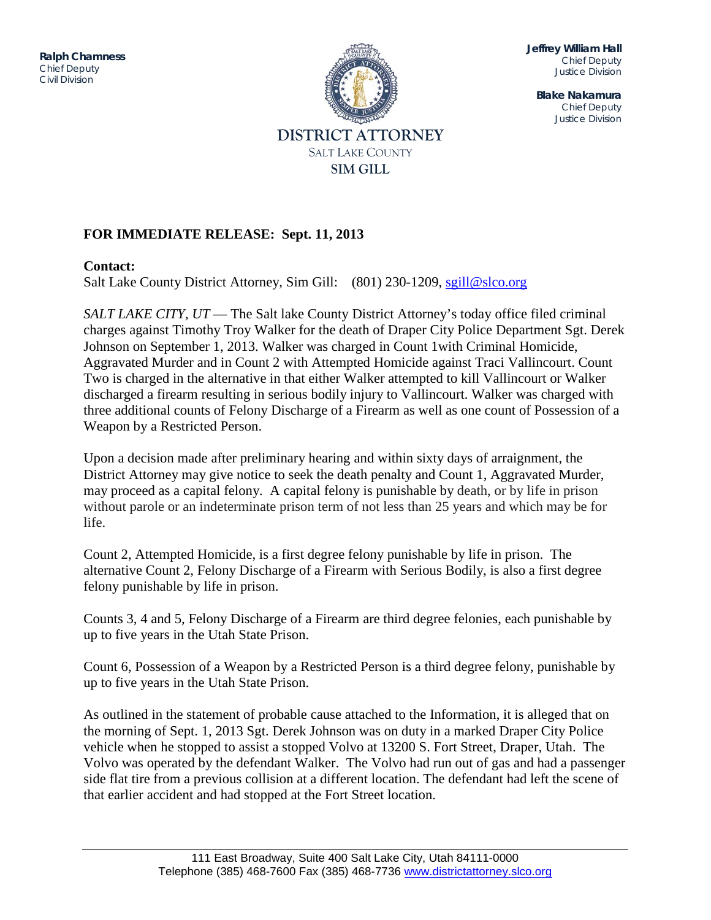**Ralph Chamness**
Chief Deputy
Civil Division

**Jeffrey William Hall**
Chief Deputy
Justice Division

**Blake Nakamura**
Chief Deputy
Justice Division

DISTRICT ATTORNEY
SALT LAKE COUNTY
SIM GILL

**FOR IMMEDIATE RELEASE: Sept. 11, 2013**

**Contact:**
Salt Lake County District Attorney, Sim Gill: (801) 230-1209, sgill@slco.org

*SALT LAKE CITY, UT* — The Salt lake County District Attorney's today office filed criminal charges against Timothy Troy Walker for the death of Draper City Police Department Sgt. Derek Johnson on September 1, 2013. Walker was charged in Count 1with Criminal Homicide, Aggravated Murder and in Count 2 with Attempted Homicide against Traci Vallincourt. Count Two is charged in the alternative in that either Walker attempted to kill Vallincourt or Walker discharged a firearm resulting in serious bodily injury to Vallincourt. Walker was charged with three additional counts of Felony Discharge of a Firearm as well as one count of Possession of a Weapon by a Restricted Person.

Upon a decision made after preliminary hearing and within sixty days of arraignment, the District Attorney may give notice to seek the death penalty and Count 1, Aggravated Murder, may proceed as a capital felony. A capital felony is punishable by death, or by life in prison without parole or an indeterminate prison term of not less than 25 years and which may be for life.

Count 2, Attempted Homicide, is a first degree felony punishable by life in prison. The alternative Count 2, Felony Discharge of a Firearm with Serious Bodily, is also a first degree felony punishable by life in prison.

Counts 3, 4 and 5, Felony Discharge of a Firearm are third degree felonies, each punishable by up to five years in the Utah State Prison.

Count 6, Possession of a Weapon by a Restricted Person is a third degree felony, punishable by up to five years in the Utah State Prison.

As outlined in the statement of probable cause attached to the Information, it is alleged that on the morning of Sept. 1, 2013 Sgt. Derek Johnson was on duty in a marked Draper City Police vehicle when he stopped to assist a stopped Volvo at 13200 S. Fort Street, Draper, Utah. The Volvo was operated by the defendant Walker. The Volvo had run out of gas and had a passenger side flat tire from a previous collision at a different location. The defendant had left the scene of that earlier accident and had stopped at the Fort Street location.

111 East Broadway, Suite 400 Salt Lake City, Utah 84111-0000
Telephone (385) 468-7600 Fax (385) 468-7736 www.districtattorney.slco.org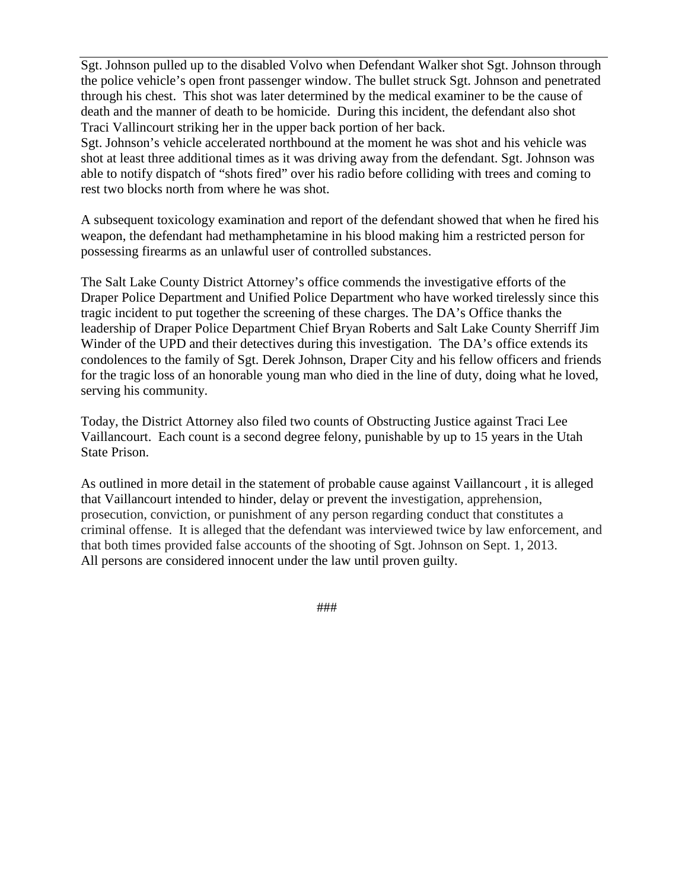Sgt. Johnson pulled up to the disabled Volvo when Defendant Walker shot Sgt. Johnson through the police vehicle's open front passenger window. The bullet struck Sgt. Johnson and penetrated through his chest. This shot was later determined by the medical examiner to be the cause of death and the manner of death to be homicide. During this incident, the defendant also shot Traci Vallincourt striking her in the upper back portion of her back.
Sgt. Johnson's vehicle accelerated northbound at the moment he was shot and his vehicle was shot at least three additional times as it was driving away from the defendant. Sgt. Johnson was able to notify dispatch of "shots fired" over his radio before colliding with trees and coming to rest two blocks north from where he was shot.

A subsequent toxicology examination and report of the defendant showed that when he fired his weapon, the defendant had methamphetamine in his blood making him a restricted person for possessing firearms as an unlawful user of controlled substances.

The Salt Lake County District Attorney's office commends the investigative efforts of the Draper Police Department and Unified Police Department who have worked tirelessly since this tragic incident to put together the screening of these charges. The DA's Office thanks the leadership of Draper Police Department Chief Bryan Roberts and Salt Lake County Sherriff Jim Winder of the UPD and their detectives during this investigation. The DA's office extends its condolences to the family of Sgt. Derek Johnson, Draper City and his fellow officers and friends for the tragic loss of an honorable young man who died in the line of duty, doing what he loved, serving his community.

Today, the District Attorney also filed two counts of Obstructing Justice against Traci Lee Vaillancourt. Each count is a second degree felony, punishable by up to 15 years in the Utah State Prison.

As outlined in more detail in the statement of probable cause against Vaillancourt , it is alleged that Vaillancourt intended to hinder, delay or prevent the investigation, apprehension, prosecution, conviction, or punishment of any person regarding conduct that constitutes a criminal offense. It is alleged that the defendant was interviewed twice by law enforcement, and that both times provided false accounts of the shooting of Sgt. Johnson on Sept. 1, 2013.
All persons are considered innocent under the law until proven guilty.

###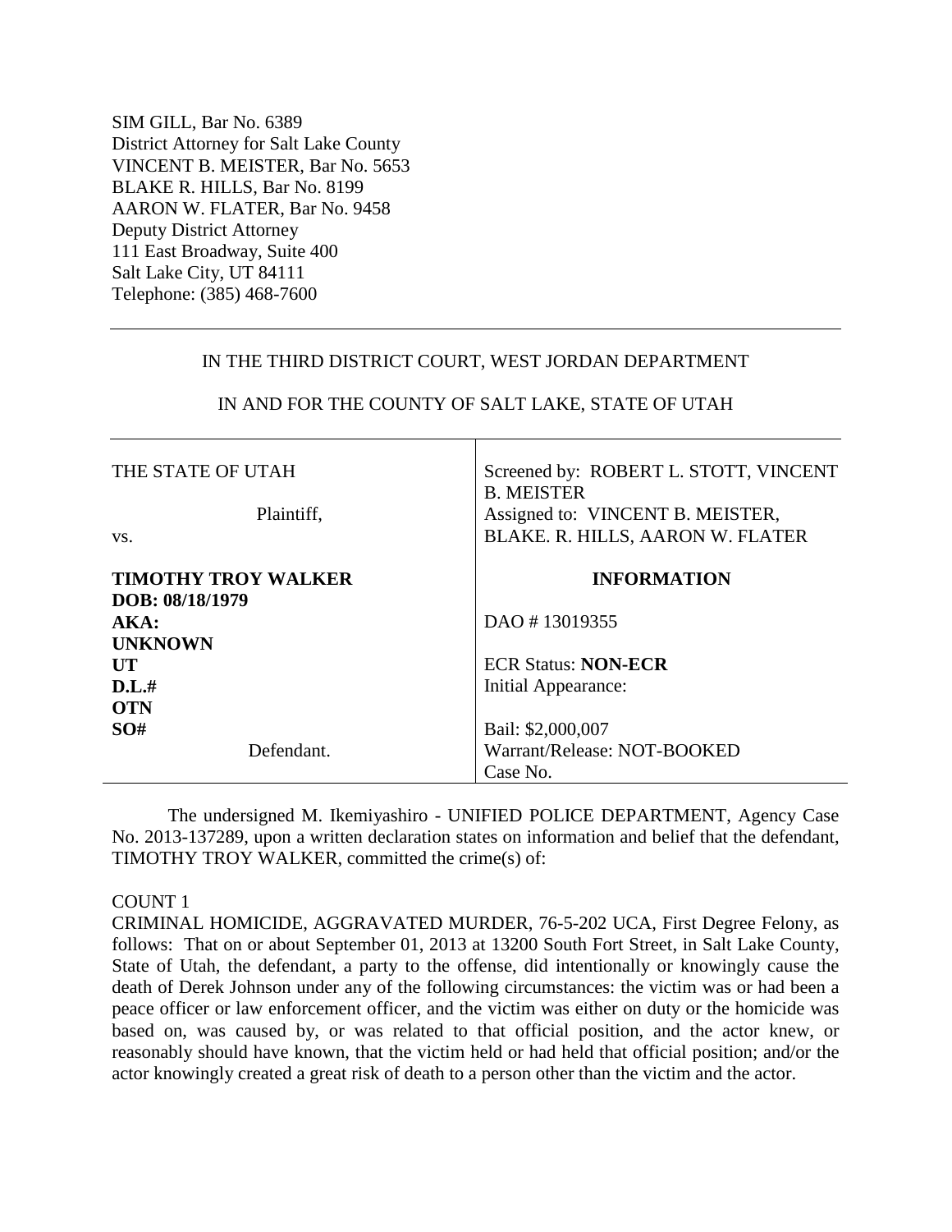SIM GILL, Bar No. 6389
District Attorney for Salt Lake County
VINCENT B. MEISTER, Bar No. 5653
BLAKE R. HILLS, Bar No. 8199
AARON W. FLATER, Bar No. 9458
Deputy District Attorney
111 East Broadway, Suite 400
Salt Lake City, UT 84111
Telephone: (385) 468-7600

---

IN THE THIRD DISTRICT COURT, WEST JORDAN DEPARTMENT

IN AND FOR THE COUNTY OF SALT LAKE, STATE OF UTAH

| | |
|---|---|
| THE STATE OF UTAH<br><br>Plaintiff,<br><br>vs.<br><br>**TIMOTHY TROY WALKER**<br>**DOB: 08/18/1979**<br>**AKA:**<br>**UNKNOWN**<br>**UT**<br>**D.L.#**<br>**OTN**<br>**SO#**<br>Defendant. | Screened by: ROBERT L. STOTT, VINCENT B. MEISTER<br>Assigned to: VINCENT B. MEISTER, BLAKE. R. HILLS, AARON W. FLATER<br><br>**INFORMATION**<br><br>DAO # 13019355<br><br>ECR Status: **NON-ECR**<br>Initial Appearance:<br><br>Bail: $2,000,007<br>Warrant/Release: NOT-BOOKED<br>Case No. |

The undersigned M. Ikemiyashiro - UNIFIED POLICE DEPARTMENT, Agency Case No. 2013-137289, upon a written declaration states on information and belief that the defendant, TIMOTHY TROY WALKER, committed the crime(s) of:

COUNT 1

CRIMINAL HOMICIDE, AGGRAVATED MURDER, 76-5-202 UCA, First Degree Felony, as follows: That on or about September 01, 2013 at 13200 South Fort Street, in Salt Lake County, State of Utah, the defendant, a party to the offense, did intentionally or knowingly cause the death of Derek Johnson under any of the following circumstances: the victim was or had been a peace officer or law enforcement officer, and the victim was either on duty or the homicide was based on, was caused by, or was related to that official position, and the actor knew, or reasonably should have known, that the victim held or had held that official position; and/or the actor knowingly created a great risk of death to a person other than the victim and the actor.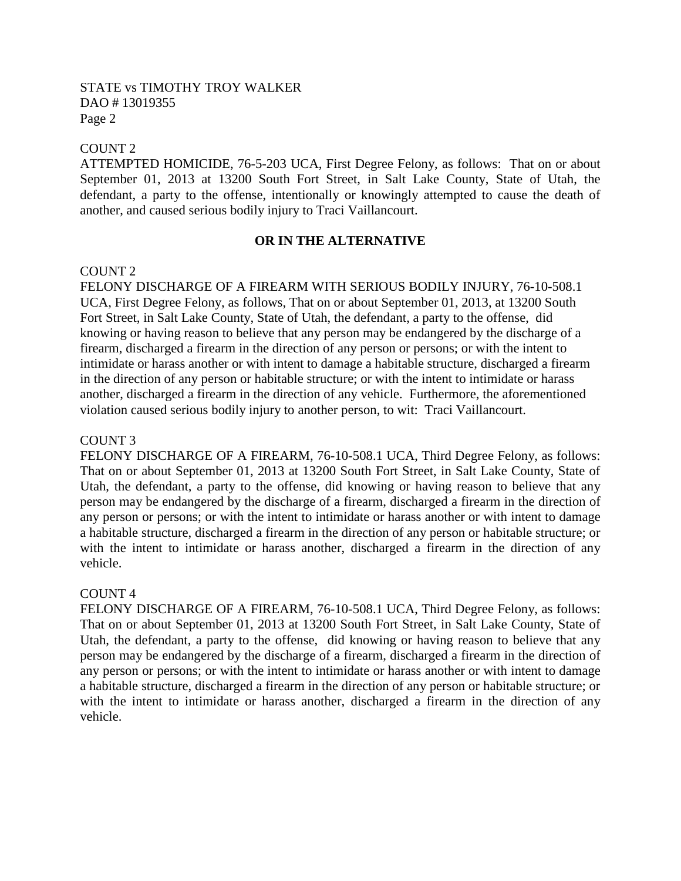COUNT 2

ATTEMPTED HOMICIDE, 76-5-203 UCA, First Degree Felony, as follows: That on or about September 01, 2013 at 13200 South Fort Street, in Salt Lake County, State of Utah, the defendant, a party to the offense, intentionally or knowingly attempted to cause the death of another, and caused serious bodily injury to Traci Vaillancourt.

**OR IN THE ALTERNATIVE**

COUNT 2

FELONY DISCHARGE OF A FIREARM WITH SERIOUS BODILY INJURY, 76-10-508.1 UCA, First Degree Felony, as follows, That on or about September 01, 2013, at 13200 South Fort Street, in Salt Lake County, State of Utah, the defendant, a party to the offense, did knowing or having reason to believe that any person may be endangered by the discharge of a firearm, discharged a firearm in the direction of any person or persons; or with the intent to intimidate or harass another or with intent to damage a habitable structure, discharged a firearm in the direction of any person or habitable structure; or with the intent to intimidate or harass another, discharged a firearm in the direction of any vehicle. Furthermore, the aforementioned violation caused serious bodily injury to another person, to wit: Traci Vaillancourt.

COUNT 3

FELONY DISCHARGE OF A FIREARM, 76-10-508.1 UCA, Third Degree Felony, as follows: That on or about September 01, 2013 at 13200 South Fort Street, in Salt Lake County, State of Utah, the defendant, a party to the offense, did knowing or having reason to believe that any person may be endangered by the discharge of a firearm, discharged a firearm in the direction of any person or persons; or with the intent to intimidate or harass another or with intent to damage a habitable structure, discharged a firearm in the direction of any person or habitable structure; or with the intent to intimidate or harass another, discharged a firearm in the direction of any vehicle.

COUNT 4

FELONY DISCHARGE OF A FIREARM, 76-10-508.1 UCA, Third Degree Felony, as follows: That on or about September 01, 2013 at 13200 South Fort Street, in Salt Lake County, State of Utah, the defendant, a party to the offense, did knowing or having reason to believe that any person may be endangered by the discharge of a firearm, discharged a firearm in the direction of any person or persons; or with the intent to intimidate or harass another or with intent to damage a habitable structure, discharged a firearm in the direction of any person or habitable structure; or with the intent to intimidate or harass another, discharged a firearm in the direction of any vehicle.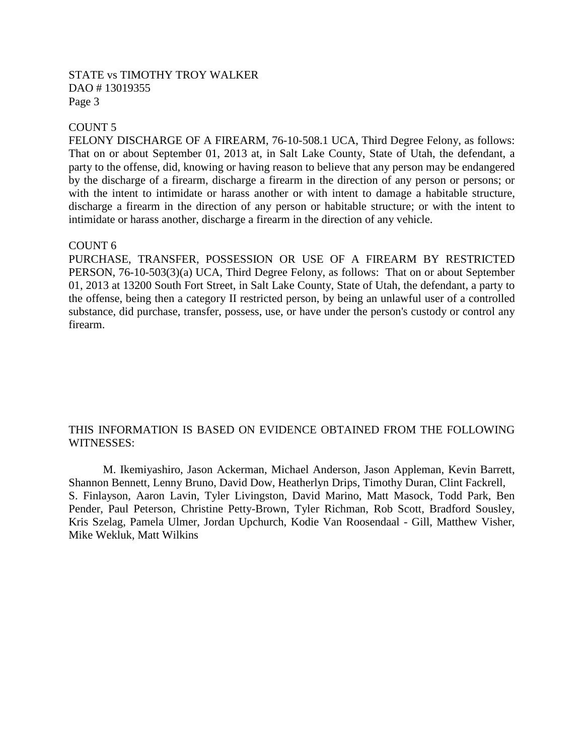COUNT 5

FELONY DISCHARGE OF A FIREARM, 76-10-508.1 UCA, Third Degree Felony, as follows: That on or about September 01, 2013 at, in Salt Lake County, State of Utah, the defendant, a party to the offense, did, knowing or having reason to believe that any person may be endangered by the discharge of a firearm, discharge a firearm in the direction of any person or persons; or with the intent to intimidate or harass another or with intent to damage a habitable structure, discharge a firearm in the direction of any person or habitable structure; or with the intent to intimidate or harass another, discharge a firearm in the direction of any vehicle.

COUNT 6

PURCHASE, TRANSFER, POSSESSION OR USE OF A FIREARM BY RESTRICTED PERSON, 76-10-503(3)(a) UCA, Third Degree Felony, as follows: That on or about September 01, 2013 at 13200 South Fort Street, in Salt Lake County, State of Utah, the defendant, a party to the offense, being then a category II restricted person, by being an unlawful user of a controlled substance, did purchase, transfer, possess, use, or have under the person's custody or control any firearm.

THIS INFORMATION IS BASED ON EVIDENCE OBTAINED FROM THE FOLLOWING WITNESSES:

M. Ikemiyashiro, Jason Ackerman, Michael Anderson, Jason Appleman, Kevin Barrett, Shannon Bennett, Lenny Bruno, David Dow, Heatherlyn Drips, Timothy Duran, Clint Fackrell, S. Finlayson, Aaron Lavin, Tyler Livingston, David Marino, Matt Masock, Todd Park, Ben Pender, Paul Peterson, Christine Petty-Brown, Tyler Richman, Rob Scott, Bradford Sousley, Kris Szelag, Pamela Ulmer, Jordan Upchurch, Kodie Van Roosendaal - Gill, Matthew Visher, Mike Wekluk, Matt Wilkins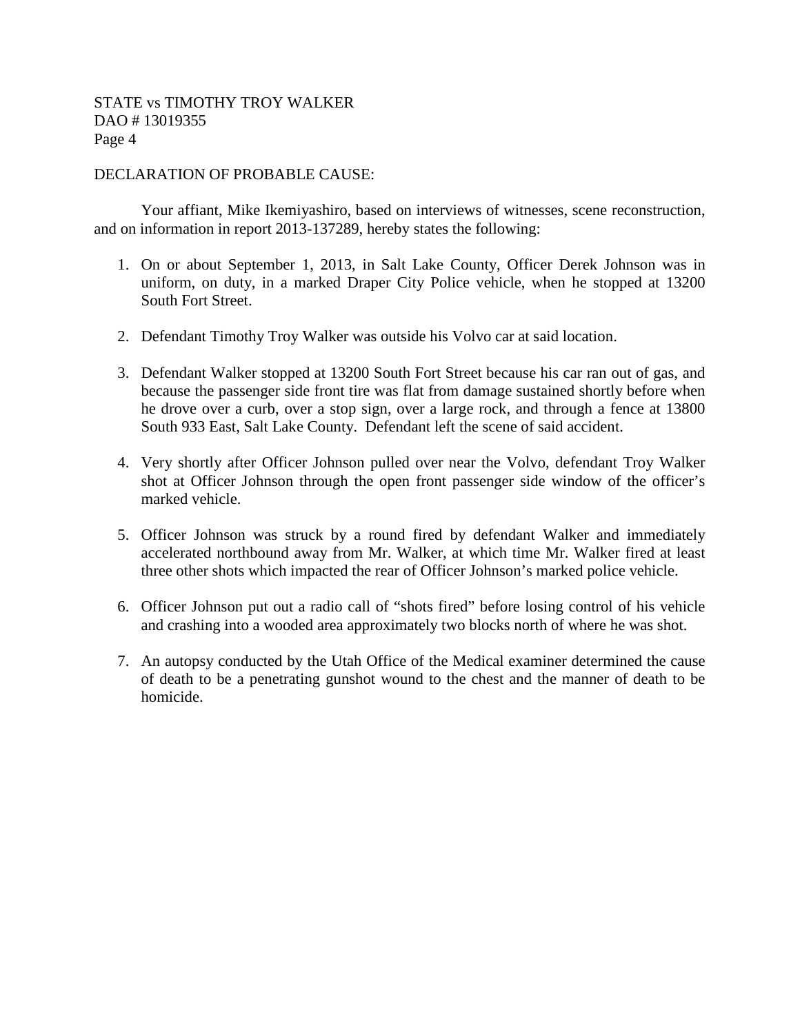STATE vs TIMOTHY TROY WALKER
DAO # 13019355

## DECLARATION OF PROBABLE CAUSE:

Your affiant, Mike Ikemiyashiro, based on interviews of witnesses, scene reconstruction, and on information in report 2013-137289, hereby states the following:

1. On or about September 1, 2013, in Salt Lake County, Officer Derek Johnson was in uniform, on duty, in a marked Draper City Police vehicle, when he stopped at 13200 South Fort Street.

2. Defendant Timothy Troy Walker was outside his Volvo car at said location.

3. Defendant Walker stopped at 13200 South Fort Street because his car ran out of gas, and because the passenger side front tire was flat from damage sustained shortly before when he drove over a curb, over a stop sign, over a large rock, and through a fence at 13800 South 933 East, Salt Lake County. Defendant left the scene of said accident.

4. Very shortly after Officer Johnson pulled over near the Volvo, defendant Troy Walker shot at Officer Johnson through the open front passenger side window of the officer's marked vehicle.

5. Officer Johnson was struck by a round fired by defendant Walker and immediately accelerated northbound away from Mr. Walker, at which time Mr. Walker fired at least three other shots which impacted the rear of Officer Johnson's marked police vehicle.

6. Officer Johnson put out a radio call of "shots fired" before losing control of his vehicle and crashing into a wooded area approximately two blocks north of where he was shot.

7. An autopsy conducted by the Utah Office of the Medical examiner determined the cause of death to be a penetrating gunshot wound to the chest and the manner of death to be homicide.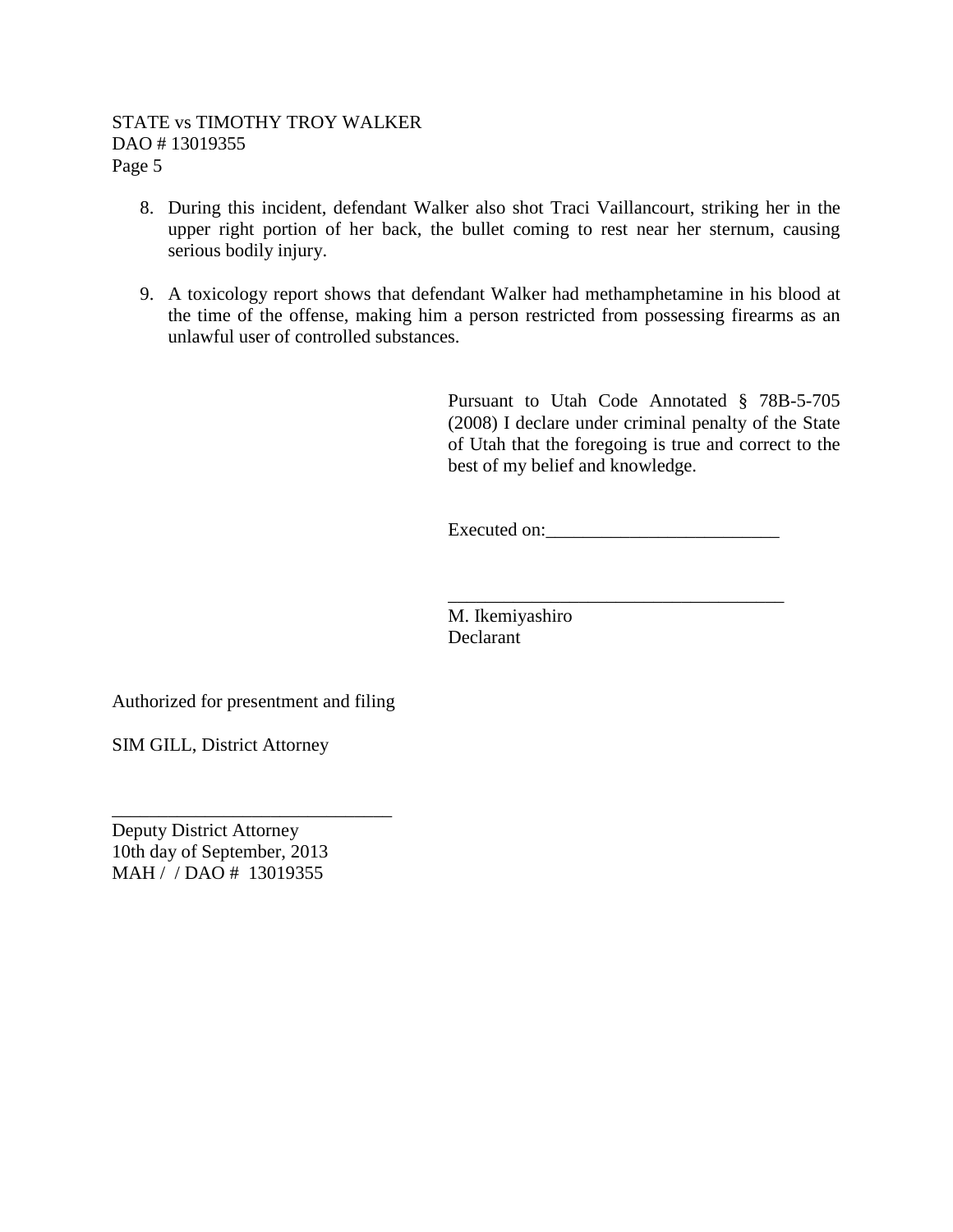8. During this incident, defendant Walker also shot Traci Vaillancourt, striking her in the upper right portion of her back, the bullet coming to rest near her sternum, causing serious bodily injury.

9. A toxicology report shows that defendant Walker had methamphetamine in his blood at the time of the offense, making him a person restricted from possessing firearms as an unlawful user of controlled substances.

Pursuant to Utah Code Annotated § 78B-5-705 (2008) I declare under criminal penalty of the State of Utah that the foregoing is true and correct to the best of my belief and knowledge.

Executed on:_________________________

_____________________________________
M. Ikemiyashiro
Declarant

Authorized for presentment and filing

SIM GILL, District Attorney

_______________________________
Deputy District Attorney
10th day of September, 2013
MAH / / DAO # 13019355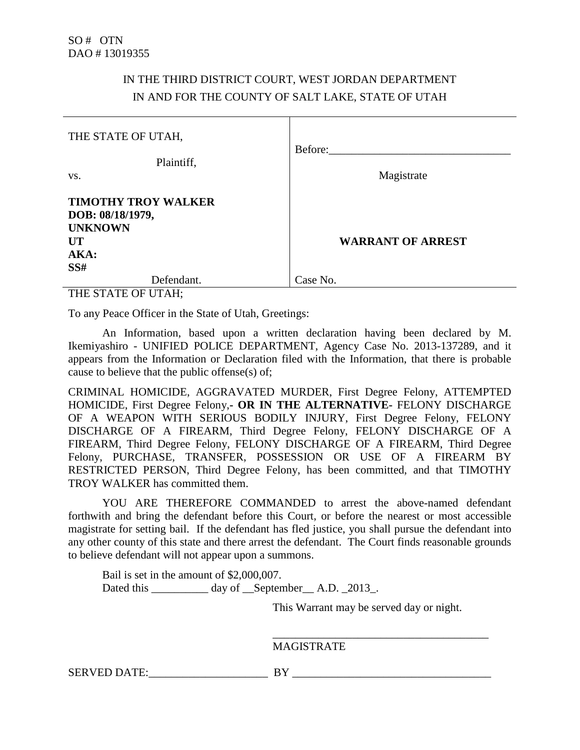SO # OTN
DAO # 13019355

IN THE THIRD DISTRICT COURT, WEST JORDAN DEPARTMENT
IN AND FOR THE COUNTY OF SALT LAKE, STATE OF UTAH

| THE STATE OF UTAH,<br><br>Plaintiff,<br><br>vs.<br><br>**TIMOTHY TROY WALKER**<br>**DOB: 08/18/1979,**<br>**UNKNOWN**<br>**UT**<br>**AKA:**<br>**SS#**<br><br>Defendant. | Before:________________________________<br><br>Magistrate<br><br><br><br>**WARRANT OF ARREST**<br><br><br>Case No. |
|---|---|

THE STATE OF UTAH;

To any Peace Officer in the State of Utah, Greetings:

An Information, based upon a written declaration having been declared by M. Ikemiyashiro - UNIFIED POLICE DEPARTMENT, Agency Case No. 2013-137289, and it appears from the Information or Declaration filed with the Information, that there is probable cause to believe that the public offense(s) of;

CRIMINAL HOMICIDE, AGGRAVATED MURDER, First Degree Felony, ATTEMPTED HOMICIDE, First Degree Felony,- **OR IN THE ALTERNATIVE**- FELONY DISCHARGE OF A WEAPON WITH SERIOUS BODILY INJURY, First Degree Felony, FELONY DISCHARGE OF A FIREARM, Third Degree Felony, FELONY DISCHARGE OF A FIREARM, Third Degree Felony, FELONY DISCHARGE OF A FIREARM, Third Degree Felony, PURCHASE, TRANSFER, POSSESSION OR USE OF A FIREARM BY RESTRICTED PERSON, Third Degree Felony, has been committed, and that TIMOTHY TROY WALKER has committed them.

YOU ARE THEREFORE COMMANDED to arrest the above-named defendant forthwith and bring the defendant before this Court, or before the nearest or most accessible magistrate for setting bail. If the defendant has fled justice, you shall pursue the defendant into any other county of this state and there arrest the defendant. The Court finds reasonable grounds to believe defendant will not appear upon a summons.

Bail is set in the amount of $2,000,007.
Dated this __________ day of __September__ A.D. _2013_.

This Warrant may be served day or night.

_______________________________________
MAGISTRATE

SERVED DATE:_____________________ BY ___________________________________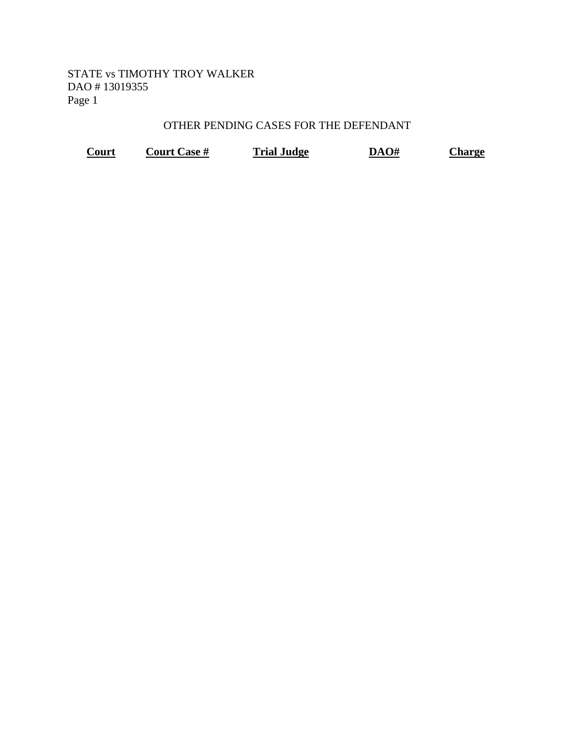STATE vs TIMOTHY TROY WALKER
DAO # 13019355
Page 1

OTHER PENDING CASES FOR THE DEFENDANT

| Court | Court Case # | Trial Judge | DAO# | Charge |
|---|---|---|---|---|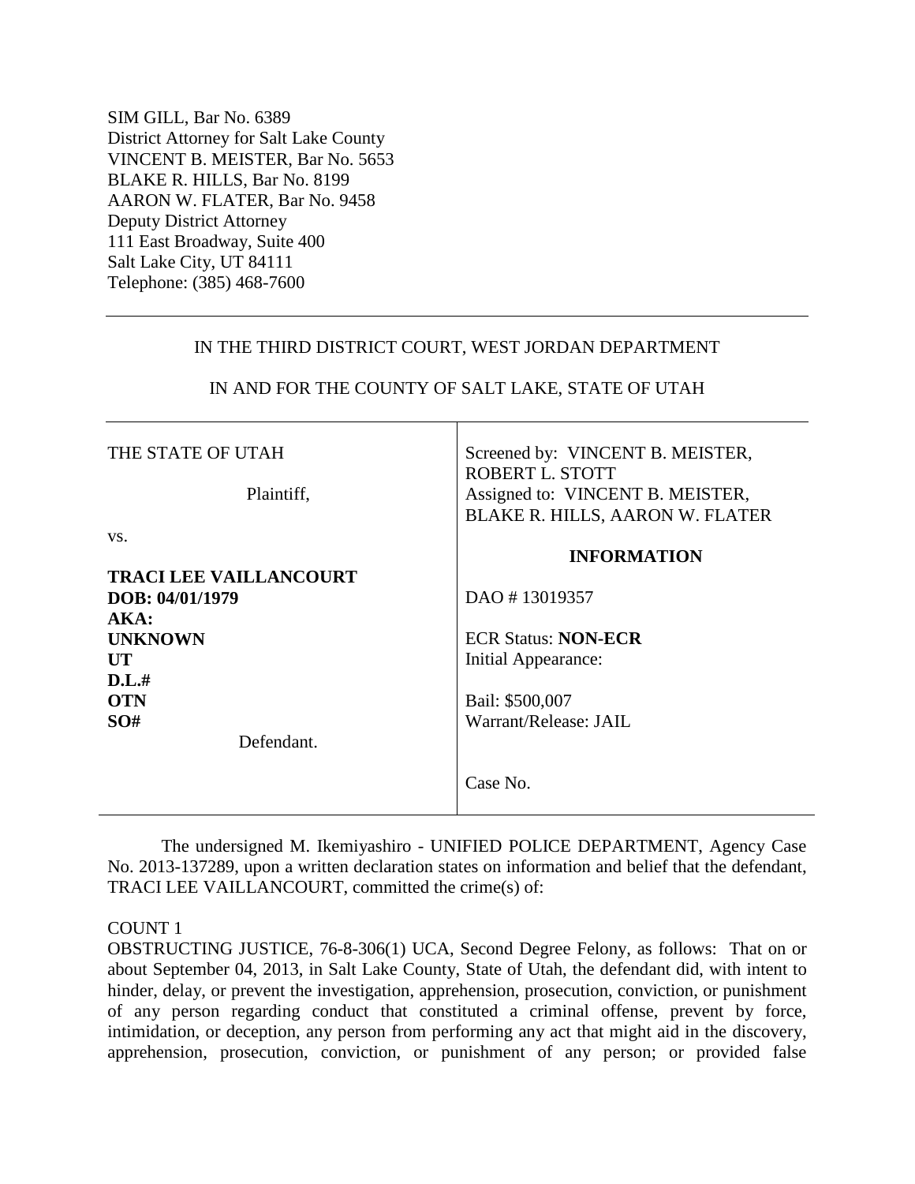SIM GILL, Bar No. 6389
District Attorney for Salt Lake County
VINCENT B. MEISTER, Bar No. 5653
BLAKE R. HILLS, Bar No. 8199
AARON W. FLATER, Bar No. 9458
Deputy District Attorney
111 East Broadway, Suite 400
Salt Lake City, UT 84111
Telephone: (385) 468-7600

---

IN THE THIRD DISTRICT COURT, WEST JORDAN DEPARTMENT

IN AND FOR THE COUNTY OF SALT LAKE, STATE OF UTAH

| | |
|---|---|
| THE STATE OF UTAH<br><br>Plaintiff,<br><br>vs.<br><br>**TRACI LEE VAILLANCOURT**<br>**DOB: 04/01/1979**<br>**AKA:**<br>**UNKNOWN**<br>**UT**<br>**D.L.#**<br>**OTN**<br>**SO#**<br><br>Defendant. | Screened by: VINCENT B. MEISTER, ROBERT L. STOTT<br>Assigned to: VINCENT B. MEISTER, BLAKE R. HILLS, AARON W. FLATER<br><br>**INFORMATION**<br><br>DAO # 13019357<br><br>ECR Status: **NON-ECR**<br>Initial Appearance:<br><br>Bail: $500,007<br>Warrant/Release: JAIL<br><br>Case No. |

The undersigned M. Ikemiyashiro - UNIFIED POLICE DEPARTMENT, Agency Case No. 2013-137289, upon a written declaration states on information and belief that the defendant, TRACI LEE VAILLANCOURT, committed the crime(s) of:

COUNT 1
OBSTRUCTING JUSTICE, 76-8-306(1) UCA, Second Degree Felony, as follows: That on or about September 04, 2013, in Salt Lake County, State of Utah, the defendant did, with intent to hinder, delay, or prevent the investigation, apprehension, prosecution, conviction, or punishment of any person regarding conduct that constituted a criminal offense, prevent by force, intimidation, or deception, any person from performing any act that might aid in the discovery, apprehension, prosecution, conviction, or punishment of any person; or provided false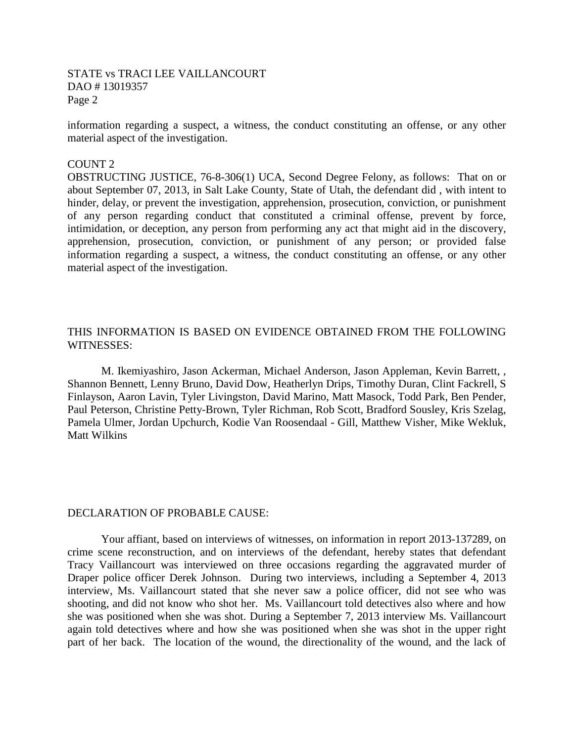information regarding a suspect, a witness, the conduct constituting an offense, or any other material aspect of the investigation.

COUNT 2

OBSTRUCTING JUSTICE, 76-8-306(1) UCA, Second Degree Felony, as follows: That on or about September 07, 2013, in Salt Lake County, State of Utah, the defendant did , with intent to hinder, delay, or prevent the investigation, apprehension, prosecution, conviction, or punishment of any person regarding conduct that constituted a criminal offense, prevent by force, intimidation, or deception, any person from performing any act that might aid in the discovery, apprehension, prosecution, conviction, or punishment of any person; or provided false information regarding a suspect, a witness, the conduct constituting an offense, or any other material aspect of the investigation.

THIS INFORMATION IS BASED ON EVIDENCE OBTAINED FROM THE FOLLOWING WITNESSES:

M. Ikemiyashiro, Jason Ackerman, Michael Anderson, Jason Appleman, Kevin Barrett, , Shannon Bennett, Lenny Bruno, David Dow, Heatherlyn Drips, Timothy Duran, Clint Fackrell, S Finlayson, Aaron Lavin, Tyler Livingston, David Marino, Matt Masock, Todd Park, Ben Pender, Paul Peterson, Christine Petty-Brown, Tyler Richman, Rob Scott, Bradford Sousley, Kris Szelag, Pamela Ulmer, Jordan Upchurch, Kodie Van Roosendaal - Gill, Matthew Visher, Mike Wekluk, Matt Wilkins

DECLARATION OF PROBABLE CAUSE:

Your affiant, based on interviews of witnesses, on information in report 2013-137289, on crime scene reconstruction, and on interviews of the defendant, hereby states that defendant Tracy Vaillancourt was interviewed on three occasions regarding the aggravated murder of Draper police officer Derek Johnson. During two interviews, including a September 4, 2013 interview, Ms. Vaillancourt stated that she never saw a police officer, did not see who was shooting, and did not know who shot her. Ms. Vaillancourt told detectives also where and how she was positioned when she was shot. During a September 7, 2013 interview Ms. Vaillancourt again told detectives where and how she was positioned when she was shot in the upper right part of her back. The location of the wound, the directionality of the wound, and the lack of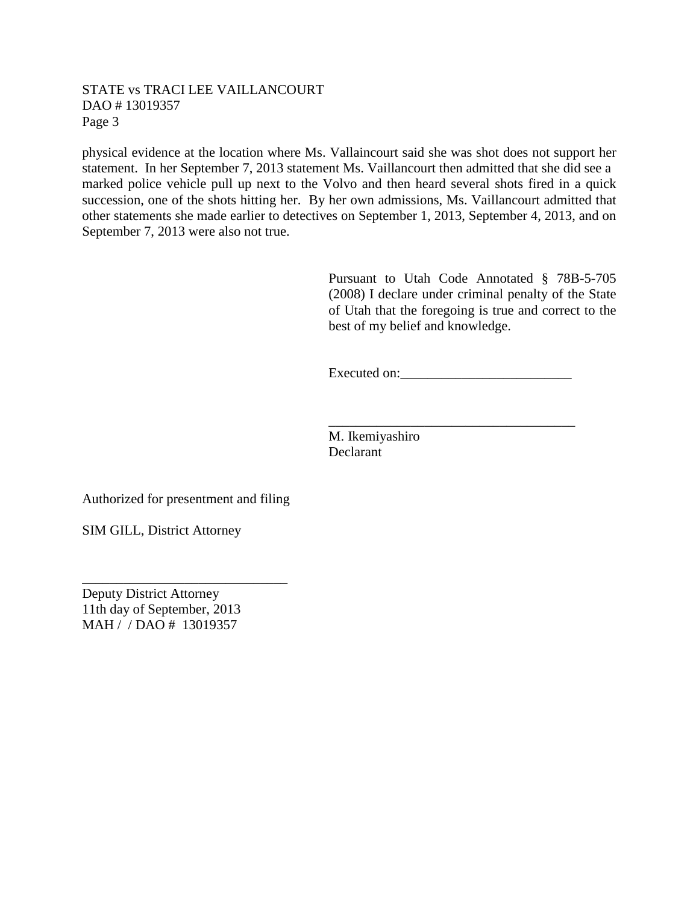physical evidence at the location where Ms. Vallaincourt said she was shot does not support her statement. In her September 7, 2013 statement Ms. Vaillancourt then admitted that she did see a marked police vehicle pull up next to the Volvo and then heard several shots fired in a quick succession, one of the shots hitting her. By her own admissions, Ms. Vaillancourt admitted that other statements she made earlier to detectives on September 1, 2013, September 4, 2013, and on September 7, 2013 were also not true.

Pursuant to Utah Code Annotated § 78B-5-705 (2008) I declare under criminal penalty of the State of Utah that the foregoing is true and correct to the best of my belief and knowledge.

Executed on:_________________________

_____________________________________
M. Ikemiyashiro
Declarant

Authorized for presentment and filing

SIM GILL, District Attorney

_______________________________
Deputy District Attorney
11th day of September, 2013
MAH / / DAO # 13019357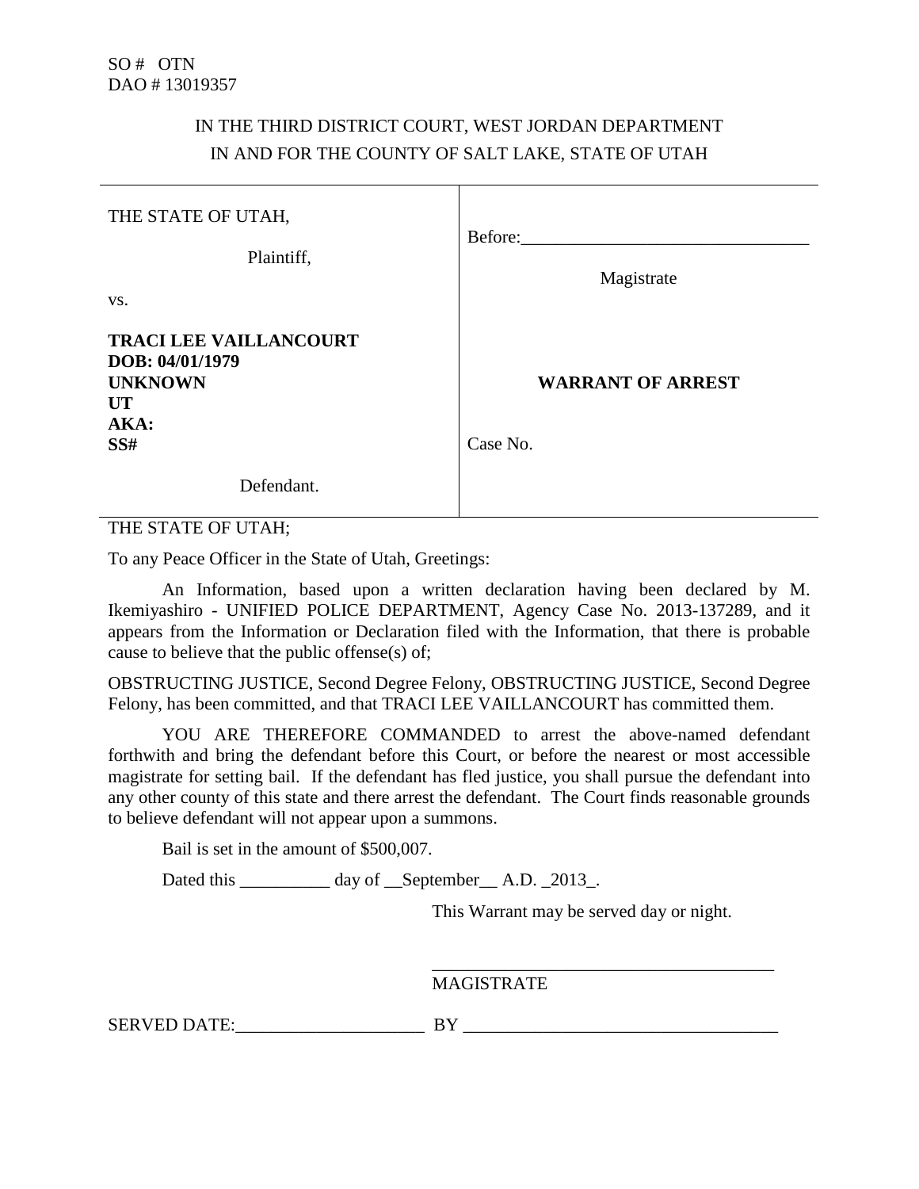SO # OTN
DAO # 13019357

IN THE THIRD DISTRICT COURT, WEST JORDAN DEPARTMENT
IN AND FOR THE COUNTY OF SALT LAKE, STATE OF UTAH

| | |
|---|---|
| THE STATE OF UTAH,<br><br>Plaintiff,<br><br>vs.<br><br>**TRACI LEE VAILLANCOURT**<br>**DOB: 04/01/1979**<br>**UNKNOWN**<br>**UT**<br>**AKA:**<br>**SS#**<br><br>Defendant. | Before:________________________________<br><br>Magistrate<br><br>**WARRANT OF ARREST**<br><br>Case No. |

THE STATE OF UTAH;

To any Peace Officer in the State of Utah, Greetings:

An Information, based upon a written declaration having been declared by M. Ikemiyashiro - UNIFIED POLICE DEPARTMENT, Agency Case No. 2013-137289, and it appears from the Information or Declaration filed with the Information, that there is probable cause to believe that the public offense(s) of;

OBSTRUCTING JUSTICE, Second Degree Felony, OBSTRUCTING JUSTICE, Second Degree Felony, has been committed, and that TRACI LEE VAILLANCOURT has committed them.

YOU ARE THEREFORE COMMANDED to arrest the above-named defendant forthwith and bring the defendant before this Court, or before the nearest or most accessible magistrate for setting bail. If the defendant has fled justice, you shall pursue the defendant into any other county of this state and there arrest the defendant. The Court finds reasonable grounds to believe defendant will not appear upon a summons.

Bail is set in the amount of $500,007.

Dated this __________ day of __September__ A.D. _2013_.

This Warrant may be served day or night.

_______________________________________
MAGISTRATE

SERVED DATE:_____________________ BY ___________________________________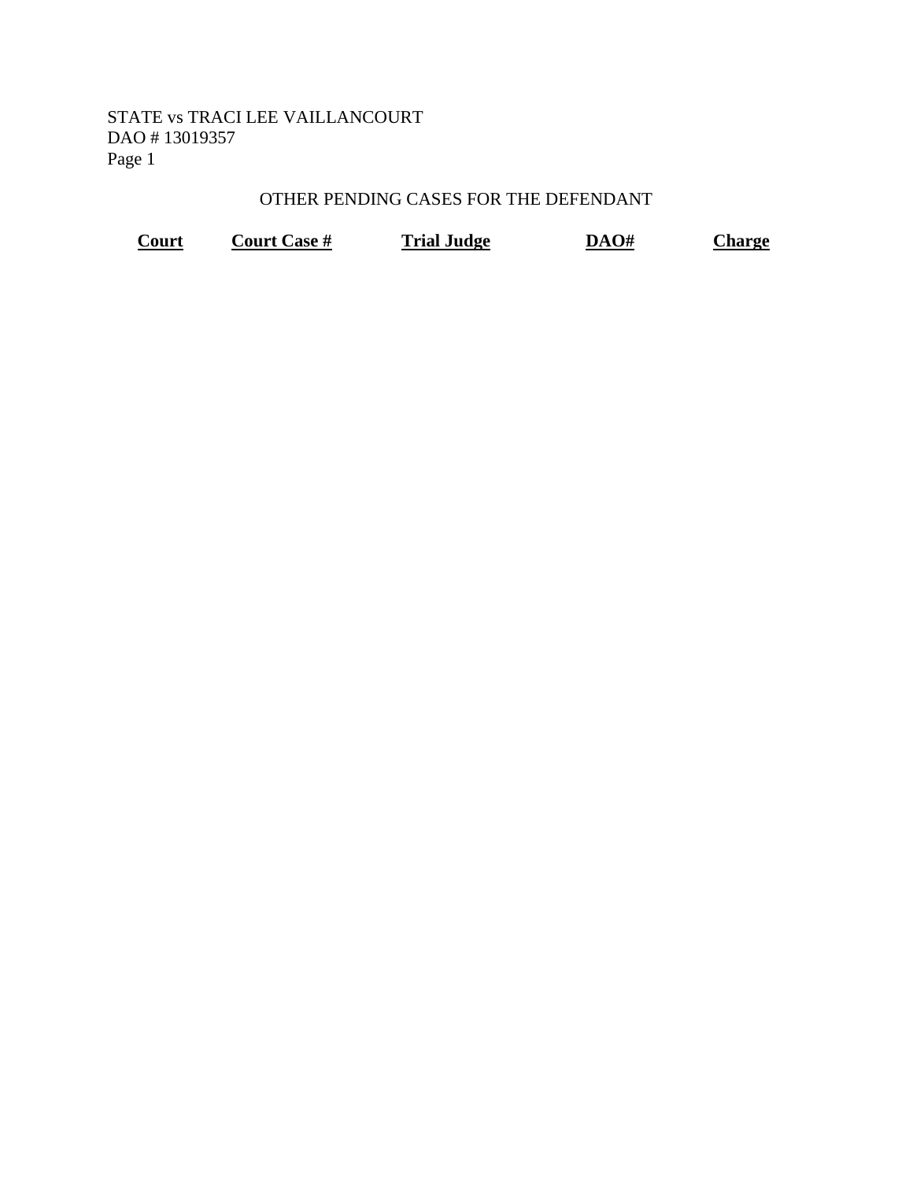STATE vs TRACI LEE VAILLANCOURT
DAO # 13019357
Page 1

OTHER PENDING CASES FOR THE DEFENDANT

| Court | Court Case # | Trial Judge | DAO# | Charge |
|---|---|---|---|---|